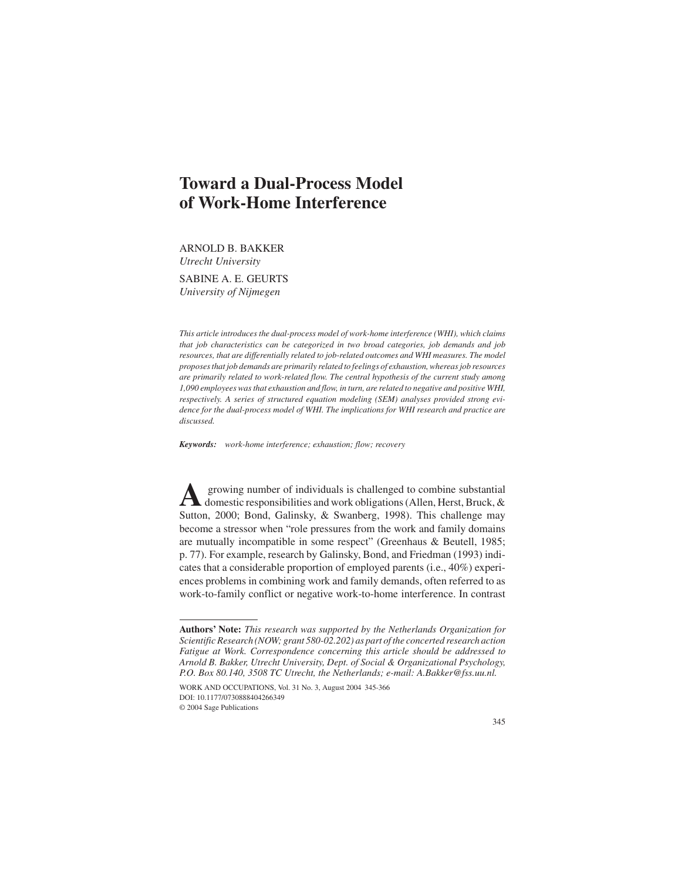# Toward a Dual-Process Model of Work-Home Interference

ARNOLD B. BAKKER
*Utrecht University*

SABINE A. E. GEURTS
*University of Nijmegen*

*This article introduces the dual-process model of work-home interference (WHI), which claims that job characteristics can be categorized in two broad categories, job demands and job resources, that are differentially related to job-related outcomes and WHI measures. The model proposes that job demands are primarily related to feelings of exhaustion, whereas job resources are primarily related to work-related flow. The central hypothesis of the current study among 1,090 employees was that exhaustion and flow, in turn, are related to negative and positive WHI, respectively. A series of structured equation modeling (SEM) analyses provided strong evidence for the dual-process model of WHI. The implications for WHI research and practice are discussed.*

***Keywords:*** *work-home interference; exhaustion; flow; recovery*

A growing number of individuals is challenged to combine substantial domestic responsibilities and work obligations (Allen, Herst, Bruck, & Sutton, 2000; Bond, Galinsky, & Swanberg, 1998). This challenge may become a stressor when "role pressures from the work and family domains are mutually incompatible in some respect" (Greenhaus & Beutell, 1985; p. 77). For example, research by Galinsky, Bond, and Friedman (1993) indicates that a considerable proportion of employed parents (i.e., 40%) experiences problems in combining work and family demands, often referred to as work-to-family conflict or negative work-to-home interference. In contrast

**Authors' Note:** *This research was supported by the Netherlands Organization for Scientific Research (NOW; grant 580-02.202) as part of the concerted research action Fatigue at Work. Correspondence concerning this article should be addressed to Arnold B. Bakker, Utrecht University, Dept. of Social & Organizational Psychology, P.O. Box 80.140, 3508 TC Utrecht, the Netherlands; e-mail: A.Bakker@fss.uu.nl.*

WORK AND OCCUPATIONS, Vol. 31 No. 3, August 2004 345-366
DOI: 10.1177/0730888404266349
© 2004 Sage Publications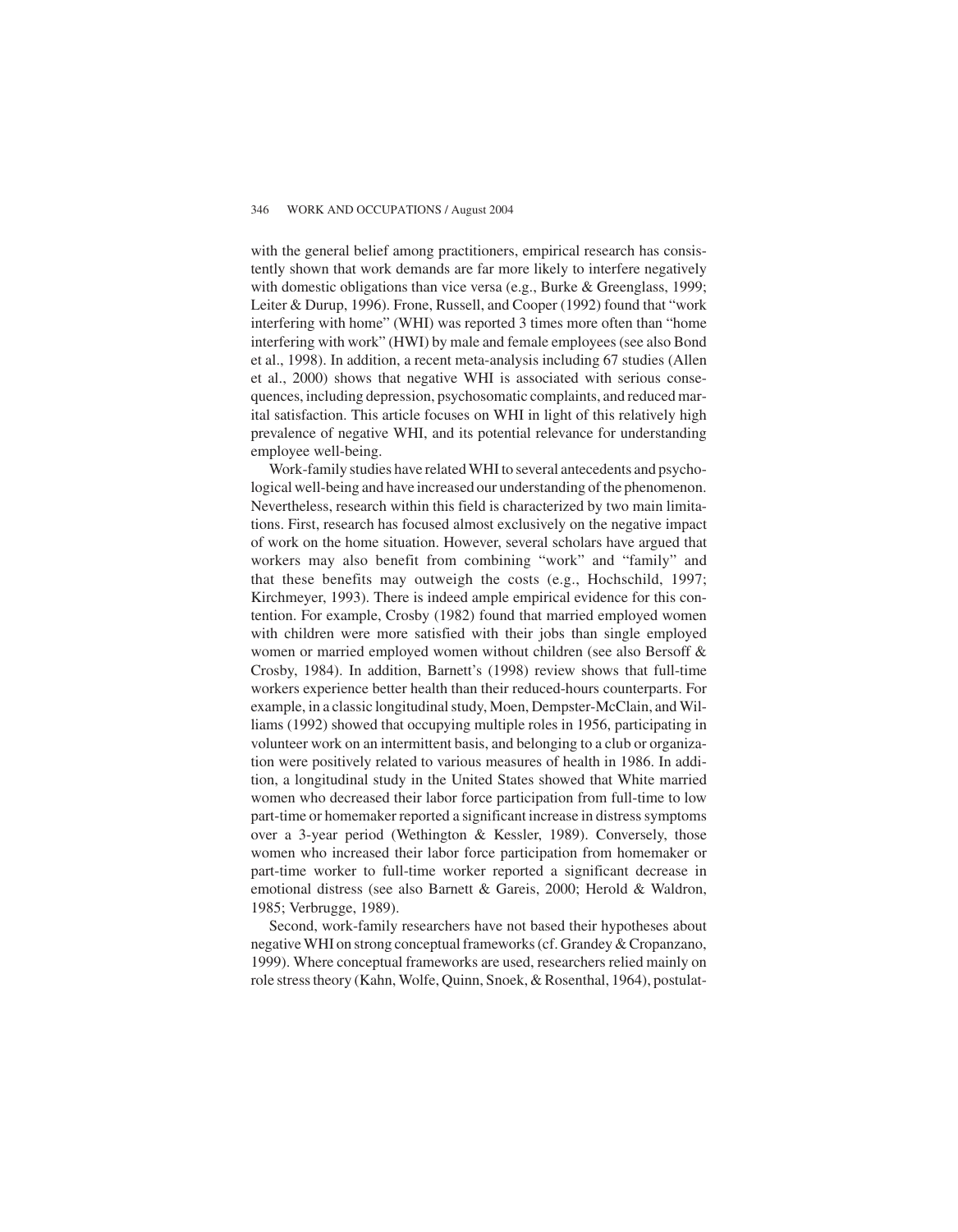with the general belief among practitioners, empirical research has consistently shown that work demands are far more likely to interfere negatively with domestic obligations than vice versa (e.g., Burke & Greenglass, 1999; Leiter & Durup, 1996). Frone, Russell, and Cooper (1992) found that "work interfering with home" (WHI) was reported 3 times more often than "home interfering with work" (HWI) by male and female employees (see also Bond et al., 1998). In addition, a recent meta-analysis including 67 studies (Allen et al., 2000) shows that negative WHI is associated with serious consequences, including depression, psychosomatic complaints, and reduced marital satisfaction. This article focuses on WHI in light of this relatively high prevalence of negative WHI, and its potential relevance for understanding employee well-being.

Work-family studies have related WHI to several antecedents and psychological well-being and have increased our understanding of the phenomenon. Nevertheless, research within this field is characterized by two main limitations. First, research has focused almost exclusively on the negative impact of work on the home situation. However, several scholars have argued that workers may also benefit from combining "work" and "family" and that these benefits may outweigh the costs (e.g., Hochschild, 1997; Kirchmeyer, 1993). There is indeed ample empirical evidence for this contention. For example, Crosby (1982) found that married employed women with children were more satisfied with their jobs than single employed women or married employed women without children (see also Bersoff & Crosby, 1984). In addition, Barnett's (1998) review shows that full-time workers experience better health than their reduced-hours counterparts. For example, in a classic longitudinal study, Moen, Dempster-McClain, and Williams (1992) showed that occupying multiple roles in 1956, participating in volunteer work on an intermittent basis, and belonging to a club or organization were positively related to various measures of health in 1986. In addition, a longitudinal study in the United States showed that White married women who decreased their labor force participation from full-time to low part-time or homemaker reported a significant increase in distress symptoms over a 3-year period (Wethington & Kessler, 1989). Conversely, those women who increased their labor force participation from homemaker or part-time worker to full-time worker reported a significant decrease in emotional distress (see also Barnett & Gareis, 2000; Herold & Waldron, 1985; Verbrugge, 1989).

Second, work-family researchers have not based their hypotheses about negative WHI on strong conceptual frameworks (cf. Grandey & Cropanzano, 1999). Where conceptual frameworks are used, researchers relied mainly on role stress theory (Kahn, Wolfe, Quinn, Snoek, & Rosenthal, 1964), postulat-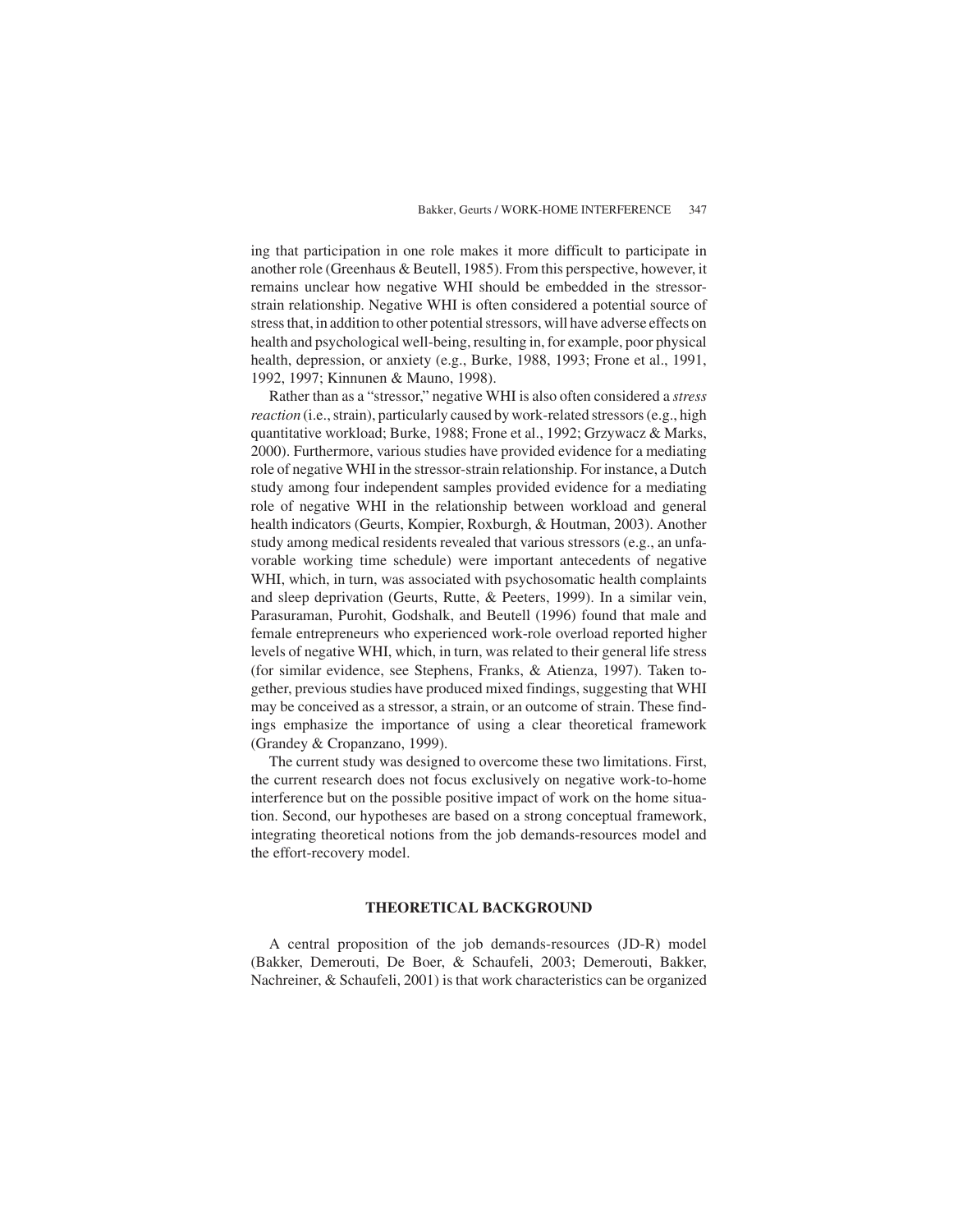ing that participation in one role makes it more difficult to participate in another role (Greenhaus & Beutell, 1985). From this perspective, however, it remains unclear how negative WHI should be embedded in the stressor-strain relationship. Negative WHI is often considered a potential source of stress that, in addition to other potential stressors, will have adverse effects on health and psychological well-being, resulting in, for example, poor physical health, depression, or anxiety (e.g., Burke, 1988, 1993; Frone et al., 1991, 1992, 1997; Kinnunen & Mauno, 1998).

Rather than as a "stressor," negative WHI is also often considered a *stress reaction* (i.e., strain), particularly caused by work-related stressors (e.g., high quantitative workload; Burke, 1988; Frone et al., 1992; Grzywacz & Marks, 2000). Furthermore, various studies have provided evidence for a mediating role of negative WHI in the stressor-strain relationship. For instance, a Dutch study among four independent samples provided evidence for a mediating role of negative WHI in the relationship between workload and general health indicators (Geurts, Kompier, Roxburgh, & Houtman, 2003). Another study among medical residents revealed that various stressors (e.g., an unfavorable working time schedule) were important antecedents of negative WHI, which, in turn, was associated with psychosomatic health complaints and sleep deprivation (Geurts, Rutte, & Peeters, 1999). In a similar vein, Parasuraman, Purohit, Godshalk, and Beutell (1996) found that male and female entrepreneurs who experienced work-role overload reported higher levels of negative WHI, which, in turn, was related to their general life stress (for similar evidence, see Stephens, Franks, & Atienza, 1997). Taken together, previous studies have produced mixed findings, suggesting that WHI may be conceived as a stressor, a strain, or an outcome of strain. These findings emphasize the importance of using a clear theoretical framework (Grandey & Cropanzano, 1999).

The current study was designed to overcome these two limitations. First, the current research does not focus exclusively on negative work-to-home interference but on the possible positive impact of work on the home situation. Second, our hypotheses are based on a strong conceptual framework, integrating theoretical notions from the job demands-resources model and the effort-recovery model.

## THEORETICAL BACKGROUND

A central proposition of the job demands-resources (JD-R) model (Bakker, Demerouti, De Boer, & Schaufeli, 2003; Demerouti, Bakker, Nachreiner, & Schaufeli, 2001) is that work characteristics can be organized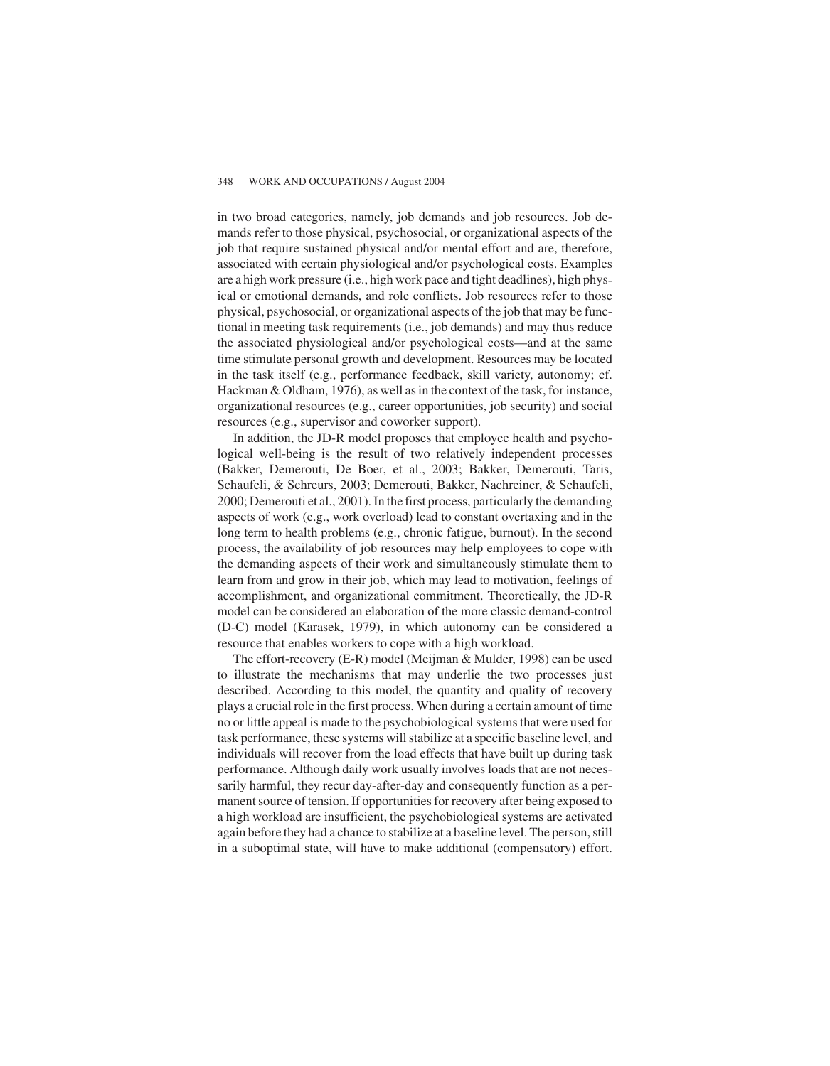in two broad categories, namely, job demands and job resources. Job demands refer to those physical, psychosocial, or organizational aspects of the job that require sustained physical and/or mental effort and are, therefore, associated with certain physiological and/or psychological costs. Examples are a high work pressure (i.e., high work pace and tight deadlines), high physical or emotional demands, and role conflicts. Job resources refer to those physical, psychosocial, or organizational aspects of the job that may be functional in meeting task requirements (i.e., job demands) and may thus reduce the associated physiological and/or psychological costs—and at the same time stimulate personal growth and development. Resources may be located in the task itself (e.g., performance feedback, skill variety, autonomy; cf. Hackman & Oldham, 1976), as well as in the context of the task, for instance, organizational resources (e.g., career opportunities, job security) and social resources (e.g., supervisor and coworker support).

In addition, the JD-R model proposes that employee health and psychological well-being is the result of two relatively independent processes (Bakker, Demerouti, De Boer, et al., 2003; Bakker, Demerouti, Taris, Schaufeli, & Schreurs, 2003; Demerouti, Bakker, Nachreiner, & Schaufeli, 2000; Demerouti et al., 2001). In the first process, particularly the demanding aspects of work (e.g., work overload) lead to constant overtaxing and in the long term to health problems (e.g., chronic fatigue, burnout). In the second process, the availability of job resources may help employees to cope with the demanding aspects of their work and simultaneously stimulate them to learn from and grow in their job, which may lead to motivation, feelings of accomplishment, and organizational commitment. Theoretically, the JD-R model can be considered an elaboration of the more classic demand-control (D-C) model (Karasek, 1979), in which autonomy can be considered a resource that enables workers to cope with a high workload.

The effort-recovery (E-R) model (Meijman & Mulder, 1998) can be used to illustrate the mechanisms that may underlie the two processes just described. According to this model, the quantity and quality of recovery plays a crucial role in the first process. When during a certain amount of time no or little appeal is made to the psychobiological systems that were used for task performance, these systems will stabilize at a specific baseline level, and individuals will recover from the load effects that have built up during task performance. Although daily work usually involves loads that are not necessarily harmful, they recur day-after-day and consequently function as a permanent source of tension. If opportunities for recovery after being exposed to a high workload are insufficient, the psychobiological systems are activated again before they had a chance to stabilize at a baseline level. The person, still in a suboptimal state, will have to make additional (compensatory) effort.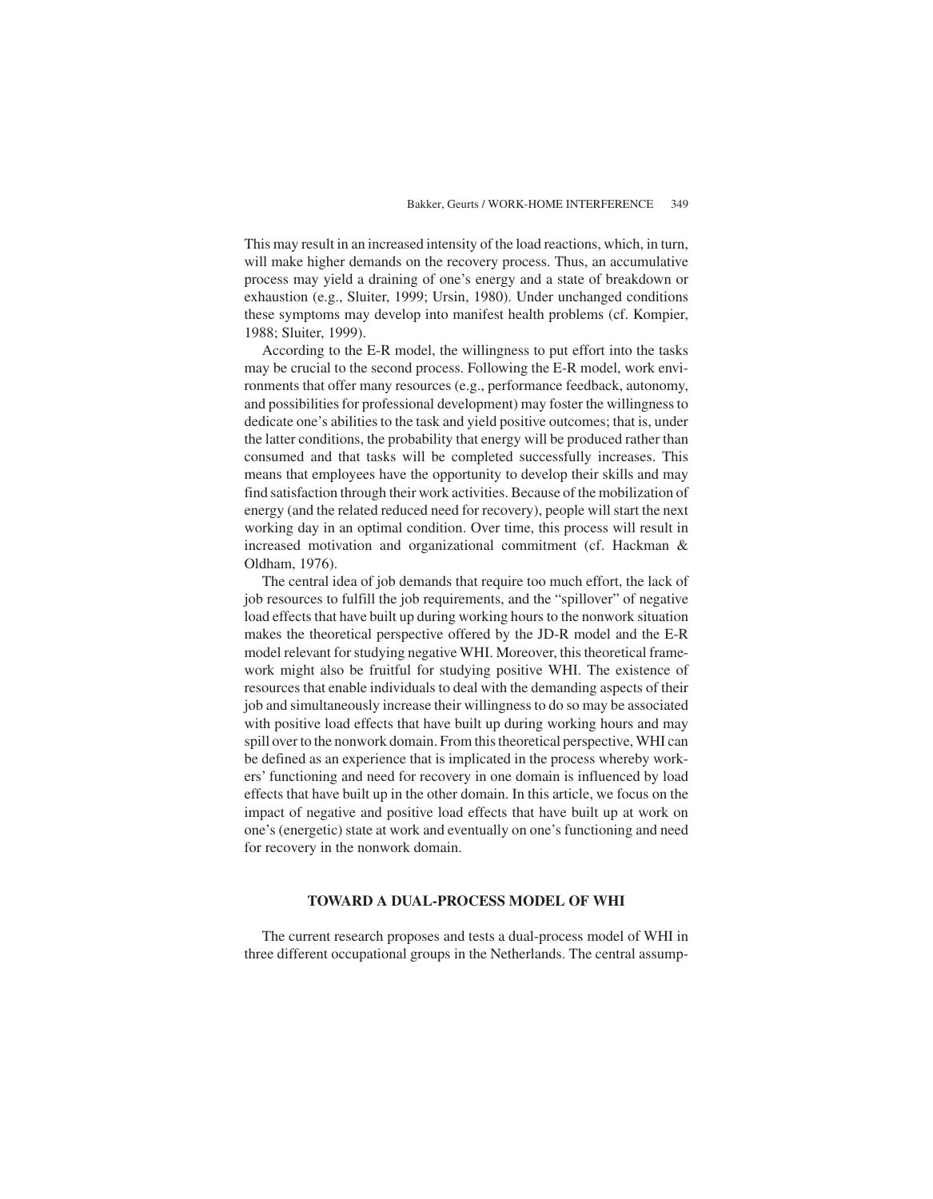This may result in an increased intensity of the load reactions, which, in turn, will make higher demands on the recovery process. Thus, an accumulative process may yield a draining of one's energy and a state of breakdown or exhaustion (e.g., Sluiter, 1999; Ursin, 1980). Under unchanged conditions these symptoms may develop into manifest health problems (cf. Kompier, 1988; Sluiter, 1999).

According to the E-R model, the willingness to put effort into the tasks may be crucial to the second process. Following the E-R model, work environments that offer many resources (e.g., performance feedback, autonomy, and possibilities for professional development) may foster the willingness to dedicate one's abilities to the task and yield positive outcomes; that is, under the latter conditions, the probability that energy will be produced rather than consumed and that tasks will be completed successfully increases. This means that employees have the opportunity to develop their skills and may find satisfaction through their work activities. Because of the mobilization of energy (and the related reduced need for recovery), people will start the next working day in an optimal condition. Over time, this process will result in increased motivation and organizational commitment (cf. Hackman & Oldham, 1976).

The central idea of job demands that require too much effort, the lack of job resources to fulfill the job requirements, and the "spillover" of negative load effects that have built up during working hours to the nonwork situation makes the theoretical perspective offered by the JD-R model and the E-R model relevant for studying negative WHI. Moreover, this theoretical framework might also be fruitful for studying positive WHI. The existence of resources that enable individuals to deal with the demanding aspects of their job and simultaneously increase their willingness to do so may be associated with positive load effects that have built up during working hours and may spill over to the nonwork domain. From this theoretical perspective, WHI can be defined as an experience that is implicated in the process whereby workers' functioning and need for recovery in one domain is influenced by load effects that have built up in the other domain. In this article, we focus on the impact of negative and positive load effects that have built up at work on one's (energetic) state at work and eventually on one's functioning and need for recovery in the nonwork domain.

## TOWARD A DUAL-PROCESS MODEL OF WHI

The current research proposes and tests a dual-process model of WHI in three different occupational groups in the Netherlands. The central assump-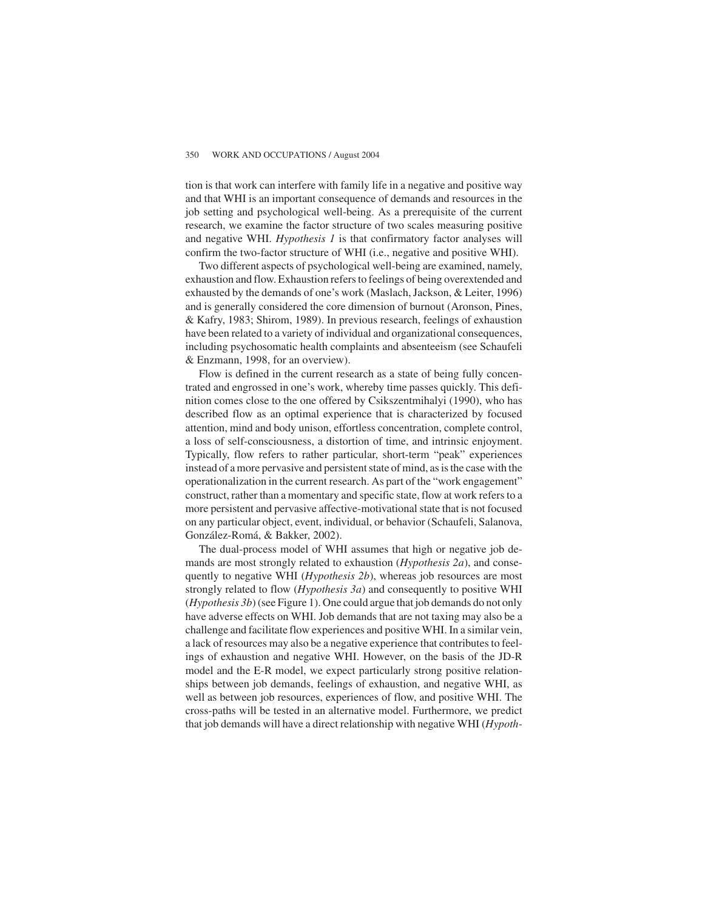tion is that work can interfere with family life in a negative and positive way and that WHI is an important consequence of demands and resources in the job setting and psychological well-being. As a prerequisite of the current research, we examine the factor structure of two scales measuring positive and negative WHI. *Hypothesis 1* is that confirmatory factor analyses will confirm the two-factor structure of WHI (i.e., negative and positive WHI).

Two different aspects of psychological well-being are examined, namely, exhaustion and flow. Exhaustion refers to feelings of being overextended and exhausted by the demands of one's work (Maslach, Jackson, & Leiter, 1996) and is generally considered the core dimension of burnout (Aronson, Pines, & Kafry, 1983; Shirom, 1989). In previous research, feelings of exhaustion have been related to a variety of individual and organizational consequences, including psychosomatic health complaints and absenteeism (see Schaufeli & Enzmann, 1998, for an overview).

Flow is defined in the current research as a state of being fully concentrated and engrossed in one's work, whereby time passes quickly. This definition comes close to the one offered by Csikszentmihalyi (1990), who has described flow as an optimal experience that is characterized by focused attention, mind and body unison, effortless concentration, complete control, a loss of self-consciousness, a distortion of time, and intrinsic enjoyment. Typically, flow refers to rather particular, short-term "peak" experiences instead of a more pervasive and persistent state of mind, as is the case with the operationalization in the current research. As part of the "work engagement" construct, rather than a momentary and specific state, flow at work refers to a more persistent and pervasive affective-motivational state that is not focused on any particular object, event, individual, or behavior (Schaufeli, Salanova, González-Romá, & Bakker, 2002).

The dual-process model of WHI assumes that high or negative job demands are most strongly related to exhaustion (*Hypothesis 2a*), and consequently to negative WHI (*Hypothesis 2b*), whereas job resources are most strongly related to flow (*Hypothesis 3a*) and consequently to positive WHI (*Hypothesis 3b*) (see Figure 1). One could argue that job demands do not only have adverse effects on WHI. Job demands that are not taxing may also be a challenge and facilitate flow experiences and positive WHI. In a similar vein, a lack of resources may also be a negative experience that contributes to feelings of exhaustion and negative WHI. However, on the basis of the JD-R model and the E-R model, we expect particularly strong positive relationships between job demands, feelings of exhaustion, and negative WHI, as well as between job resources, experiences of flow, and positive WHI. The cross-paths will be tested in an alternative model. Furthermore, we predict that job demands will have a direct relationship with negative WHI (*Hypoth-*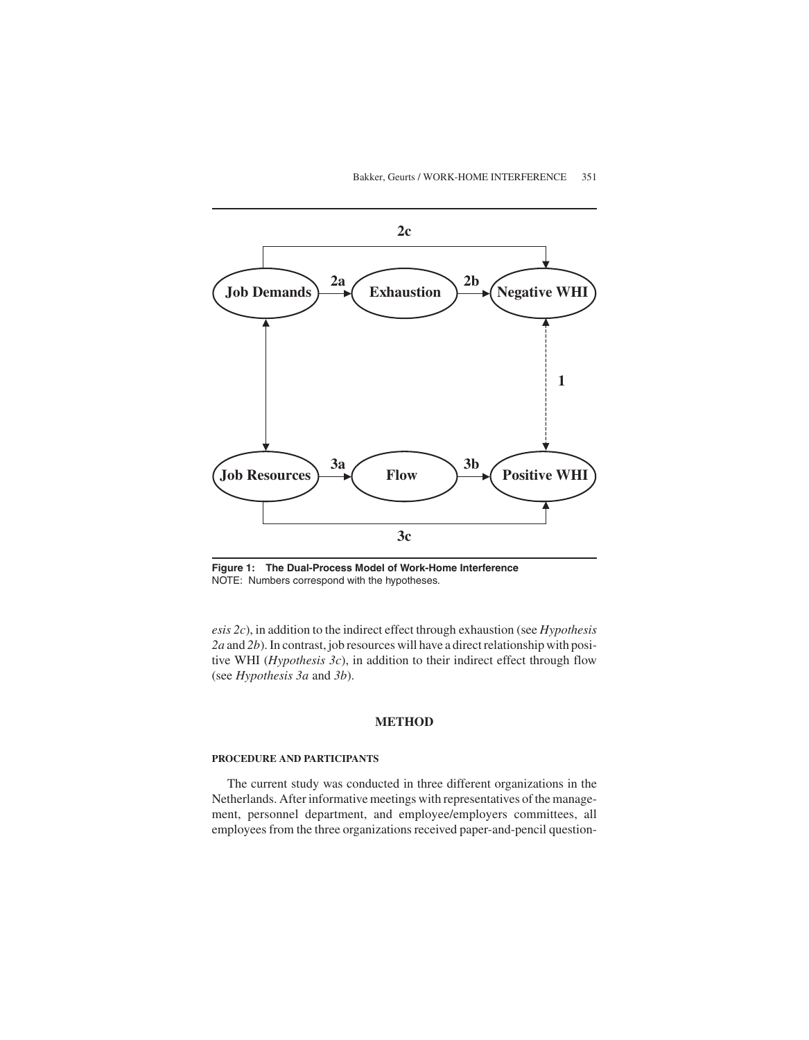**Figure 1: The Dual-Process Model of Work-Home Interference**
NOTE: Numbers correspond with the hypotheses.

*esis 2c*), in addition to the indirect effect through exhaustion (see *Hypothesis 2a* and *2b*). In contrast, job resources will have a direct relationship with positive WHI (*Hypothesis 3c*), in addition to their indirect effect through flow (see *Hypothesis 3a* and *3b*).

## METHOD

### PROCEDURE AND PARTICIPANTS

The current study was conducted in three different organizations in the Netherlands. After informative meetings with representatives of the management, personnel department, and employee/employers committees, all employees from the three organizations received paper-and-pencil question-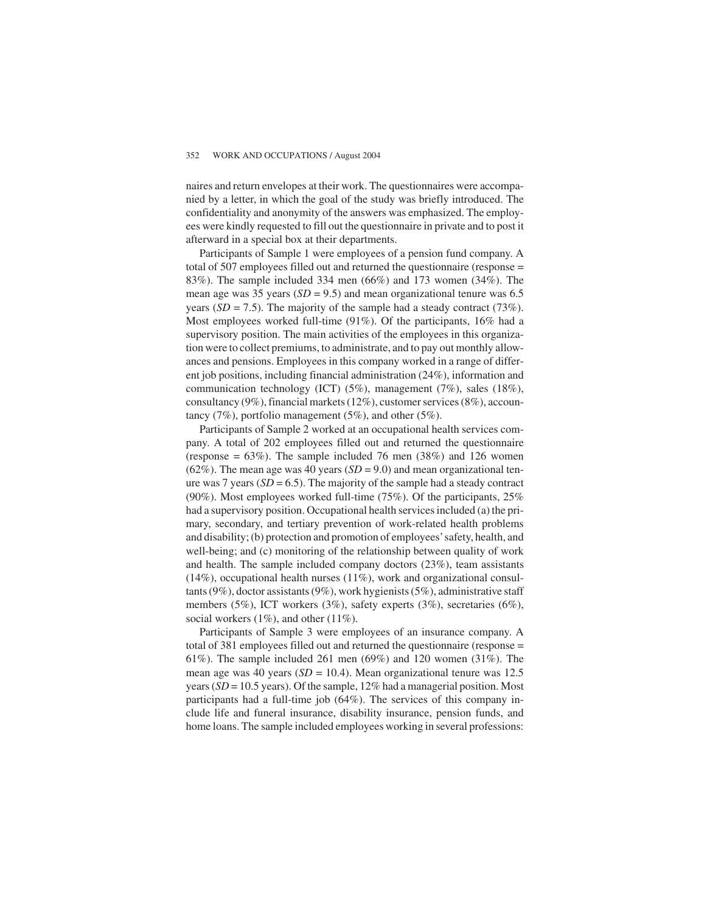naires and return envelopes at their work. The questionnaires were accompanied by a letter, in which the goal of the study was briefly introduced. The confidentiality and anonymity of the answers was emphasized. The employees were kindly requested to fill out the questionnaire in private and to post it afterward in a special box at their departments.

Participants of Sample 1 were employees of a pension fund company. A total of 507 employees filled out and returned the questionnaire (response = 83%). The sample included 334 men (66%) and 173 women (34%). The mean age was 35 years (*SD* = 9.5) and mean organizational tenure was 6.5 years (*SD* = 7.5). The majority of the sample had a steady contract (73%). Most employees worked full-time (91%). Of the participants, 16% had a supervisory position. The main activities of the employees in this organization were to collect premiums, to administrate, and to pay out monthly allowances and pensions. Employees in this company worked in a range of different job positions, including financial administration (24%), information and communication technology (ICT) (5%), management (7%), sales (18%), consultancy (9%), financial markets (12%), customer services (8%), accountancy (7%), portfolio management (5%), and other (5%).

Participants of Sample 2 worked at an occupational health services company. A total of 202 employees filled out and returned the questionnaire (response = 63%). The sample included 76 men (38%) and 126 women (62%). The mean age was 40 years (*SD* = 9.0) and mean organizational tenure was 7 years (*SD* = 6.5). The majority of the sample had a steady contract (90%). Most employees worked full-time (75%). Of the participants, 25% had a supervisory position. Occupational health services included (a) the primary, secondary, and tertiary prevention of work-related health problems and disability; (b) protection and promotion of employees' safety, health, and well-being; and (c) monitoring of the relationship between quality of work and health. The sample included company doctors (23%), team assistants (14%), occupational health nurses (11%), work and organizational consultants (9%), doctor assistants (9%), work hygienists (5%), administrative staff members (5%), ICT workers (3%), safety experts (3%), secretaries (6%), social workers (1%), and other (11%).

Participants of Sample 3 were employees of an insurance company. A total of 381 employees filled out and returned the questionnaire (response = 61%). The sample included 261 men (69%) and 120 women (31%). The mean age was 40 years (*SD* = 10.4). Mean organizational tenure was 12.5 years (*SD* = 10.5 years). Of the sample, 12% had a managerial position. Most participants had a full-time job (64%). The services of this company include life and funeral insurance, disability insurance, pension funds, and home loans. The sample included employees working in several professions: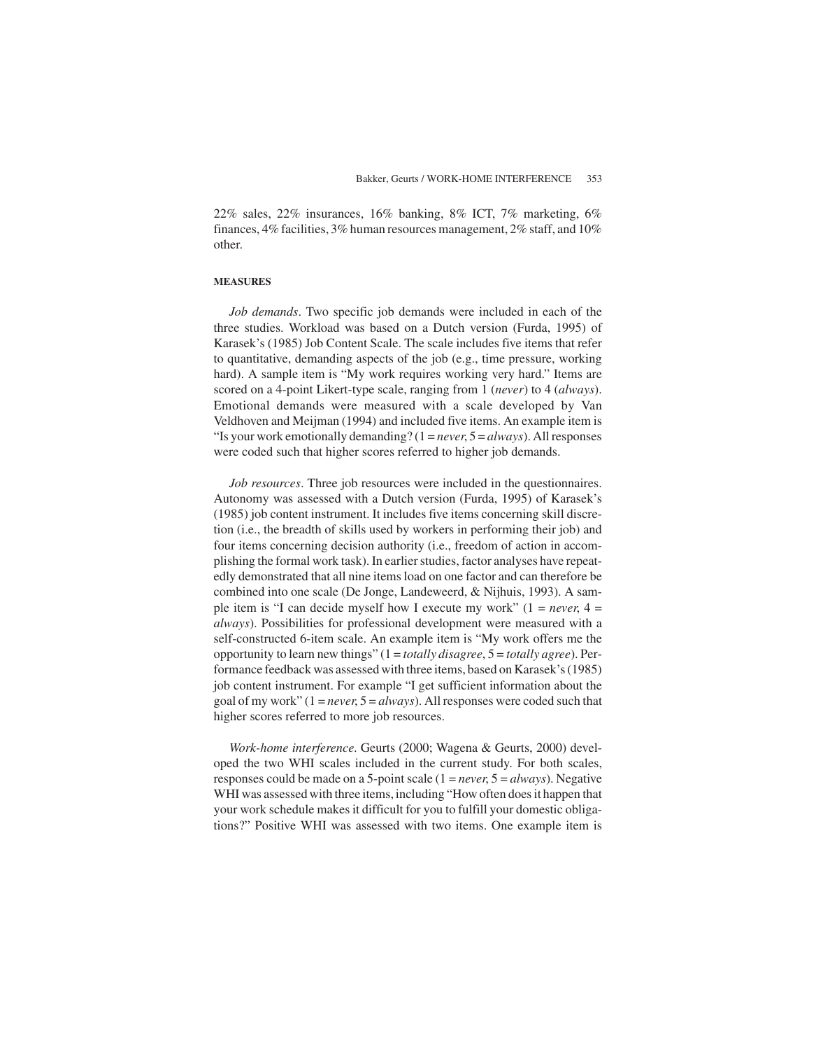22% sales, 22% insurances, 16% banking, 8% ICT, 7% marketing, 6% finances, 4% facilities, 3% human resources management, 2% staff, and 10% other.

### MEASURES

*Job demands*. Two specific job demands were included in each of the three studies. Workload was based on a Dutch version (Furda, 1995) of Karasek's (1985) Job Content Scale. The scale includes five items that refer to quantitative, demanding aspects of the job (e.g., time pressure, working hard). A sample item is "My work requires working very hard." Items are scored on a 4-point Likert-type scale, ranging from 1 (*never*) to 4 (*always*). Emotional demands were measured with a scale developed by Van Veldhoven and Meijman (1994) and included five items. An example item is "Is your work emotionally demanding? (1 = *never*, 5 = *always*). All responses were coded such that higher scores referred to higher job demands.

*Job resources*. Three job resources were included in the questionnaires. Autonomy was assessed with a Dutch version (Furda, 1995) of Karasek's (1985) job content instrument. It includes five items concerning skill discretion (i.e., the breadth of skills used by workers in performing their job) and four items concerning decision authority (i.e., freedom of action in accomplishing the formal work task). In earlier studies, factor analyses have repeatedly demonstrated that all nine items load on one factor and can therefore be combined into one scale (De Jonge, Landeweerd, & Nijhuis, 1993). A sample item is "I can decide myself how I execute my work" (1 = *never*, 4 = *always*). Possibilities for professional development were measured with a self-constructed 6-item scale. An example item is "My work offers me the opportunity to learn new things" (1 = *totally disagree*, 5 = *totally agree*). Performance feedback was assessed with three items, based on Karasek's (1985) job content instrument. For example "I get sufficient information about the goal of my work" (1 = *never*, 5 = *always*). All responses were coded such that higher scores referred to more job resources.

*Work-home interference*. Geurts (2000; Wagena & Geurts, 2000) developed the two WHI scales included in the current study. For both scales, responses could be made on a 5-point scale (1 = *never*, 5 = *always*). Negative WHI was assessed with three items, including "How often does it happen that your work schedule makes it difficult for you to fulfill your domestic obligations?" Positive WHI was assessed with two items. One example item is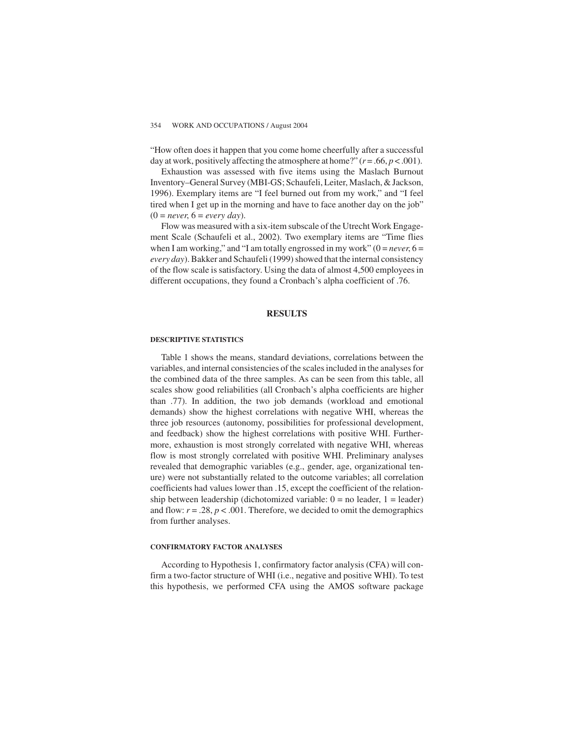"How often does it happen that you come home cheerfully after a successful day at work, positively affecting the atmosphere at home?" ($r = .66, p < .001$).

Exhaustion was assessed with five items using the Maslach Burnout Inventory–General Survey (MBI-GS; Schaufeli, Leiter, Maslach, & Jackson, 1996). Exemplary items are "I feel burned out from my work," and "I feel tired when I get up in the morning and have to face another day on the job" (0 = *never*, 6 = *every day*).

Flow was measured with a six-item subscale of the Utrecht Work Engagement Scale (Schaufeli et al., 2002). Two exemplary items are "Time flies when I am working," and "I am totally engrossed in my work" (0 = *never*, 6 = *every day*). Bakker and Schaufeli (1999) showed that the internal consistency of the flow scale is satisfactory. Using the data of almost 4,500 employees in different occupations, they found a Cronbach's alpha coefficient of .76.

## RESULTS

### DESCRIPTIVE STATISTICS

Table 1 shows the means, standard deviations, correlations between the variables, and internal consistencies of the scales included in the analyses for the combined data of the three samples. As can be seen from this table, all scales show good reliabilities (all Cronbach's alpha coefficients are higher than .77). In addition, the two job demands (workload and emotional demands) show the highest correlations with negative WHI, whereas the three job resources (autonomy, possibilities for professional development, and feedback) show the highest correlations with positive WHI. Furthermore, exhaustion is most strongly correlated with negative WHI, whereas flow is most strongly correlated with positive WHI. Preliminary analyses revealed that demographic variables (e.g., gender, age, organizational tenure) were not substantially related to the outcome variables; all correlation coefficients had values lower than .15, except the coefficient of the relationship between leadership (dichotomized variable: 0 = no leader, 1 = leader) and flow: $r = .28, p < .001$. Therefore, we decided to omit the demographics from further analyses.

### CONFIRMATORY FACTOR ANALYSES

According to Hypothesis 1, confirmatory factor analysis (CFA) will confirm a two-factor structure of WHI (i.e., negative and positive WHI). To test this hypothesis, we performed CFA using the AMOS software package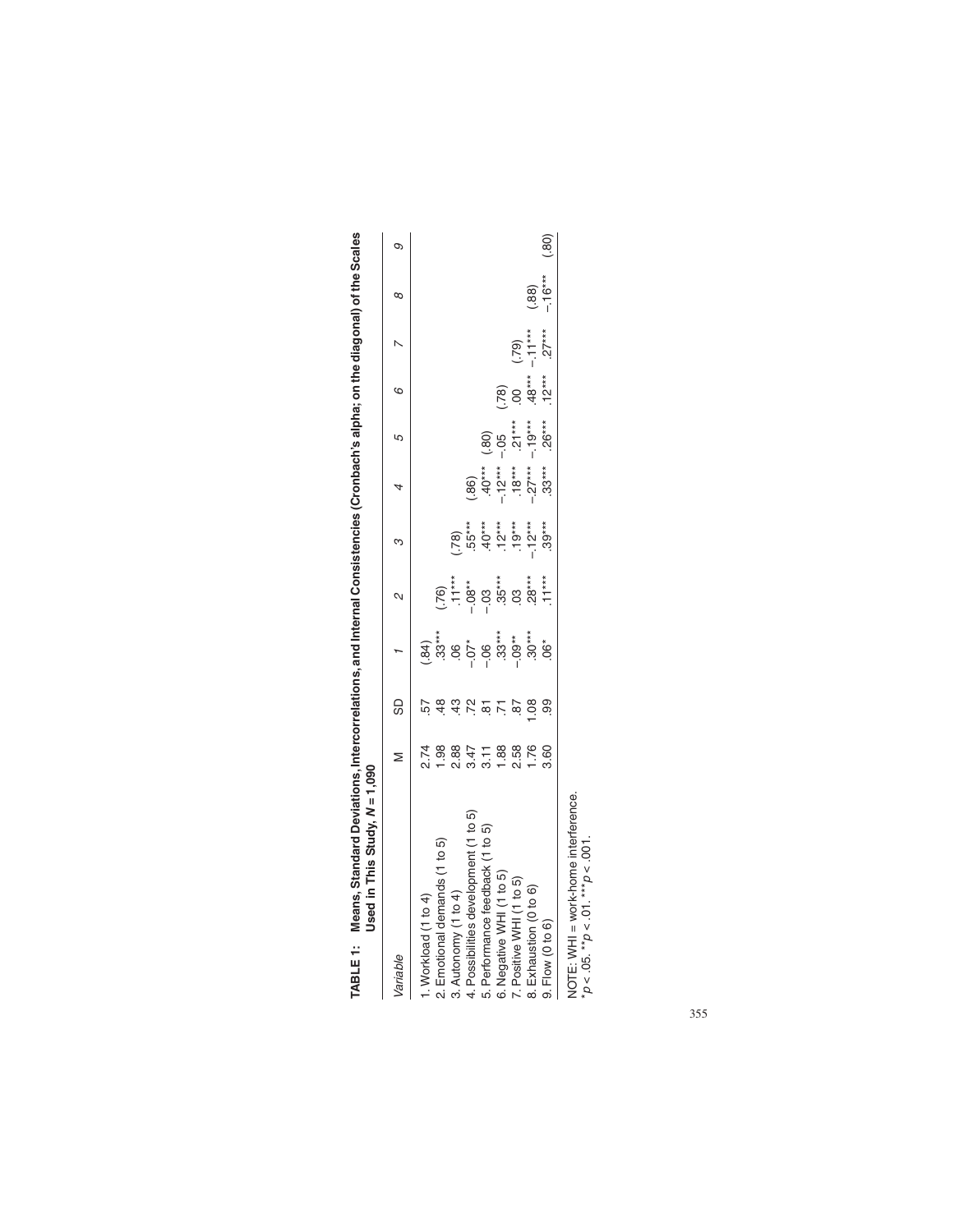**TABLE 1: Means, Standard Deviations, Intercorrelations, and Internal Consistencies (Cronbach's alpha; on the diagonal) of the Scales Used in This Study, *N* = 1,090**

| *Variable* | M | SD | *1* | *2* | *3* | *4* | *5* | *6* | *7* | *8* | *9* |
|---|---|---|---|---|---|---|---|---|---|---|---|
| 1. Workload (1 to 4) | 2.74 | .57 | (.84) | | | | | | | | |
| 2. Emotional demands (1 to 5) | 1.98 | .48 | .33*** | (.76) | | | | | | | |
| 3. Autonomy (1 to 4) | 2.88 | .43 | .06 | .11*** | (.78) | | | | | | |
| 4. Possibilities development (1 to 5) | 3.47 | .72 | –.07* | –.08** | .55*** | (.86) | | | | | |
| 5. Performance feedback (1 to 5) | 3.11 | .81 | –.06 | –.03 | .40*** | .40*** | (.80) | | | | |
| 6. Negative WHI (1 to 5) | 1.88 | .71 | .33*** | .35*** | .12*** | –.12*** | –.05 | (.78) | | | |
| 7. Positive WHI (1 to 5) | 2.58 | .87 | –.09** | .03 | .19*** | .18*** | .21*** | .00 | (.79) | | |
| 8. Exhaustion (0 to 6) | 1.76 | 1.08 | .30*** | .28*** | –.12*** | –.27*** | –.19*** | .48*** | –.11*** | (.88) | |
| 9. Flow (0 to 6) | 3.60 | .99 | .06* | .11*** | .39*** | .33*** | .26*** | .12*** | .27*** | –.16*** | (.80) |

NOTE: WHI = work-home interference.
*$p < .05$. **$p < .01$. ***$p < .001$.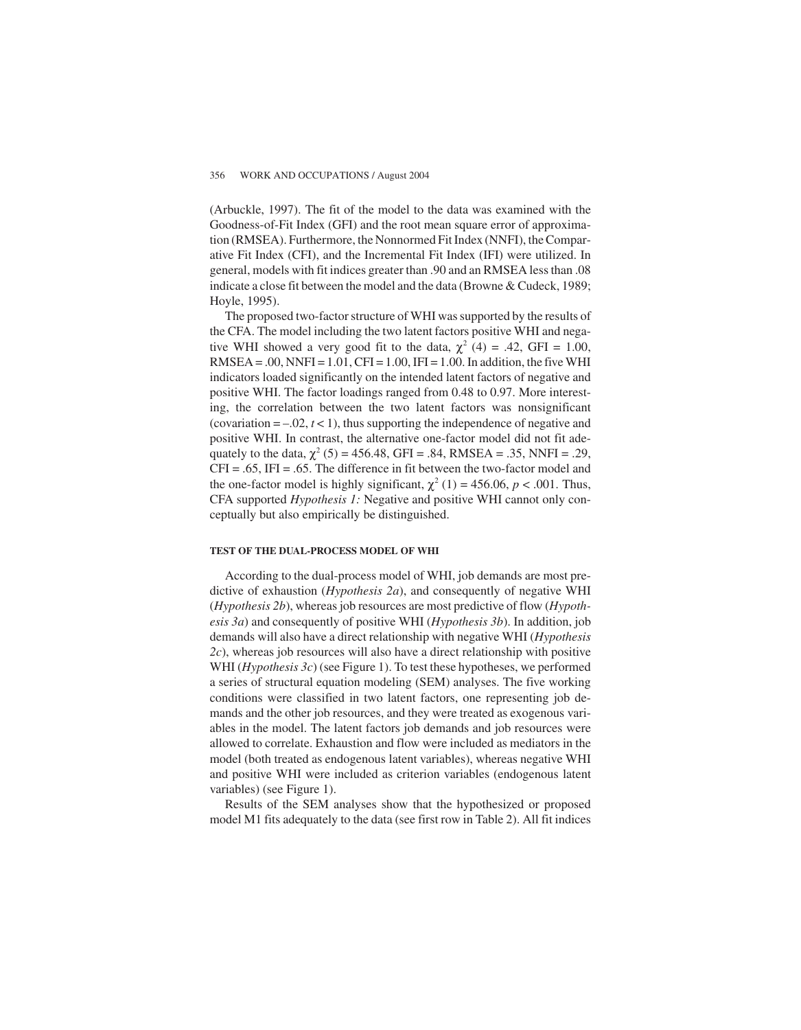(Arbuckle, 1997). The fit of the model to the data was examined with the Goodness-of-Fit Index (GFI) and the root mean square error of approximation (RMSEA). Furthermore, the Nonnormed Fit Index (NNFI), the Comparative Fit Index (CFI), and the Incremental Fit Index (IFI) were utilized. In general, models with fit indices greater than .90 and an RMSEA less than .08 indicate a close fit between the model and the data (Browne & Cudeck, 1989; Hoyle, 1995).

The proposed two-factor structure of WHI was supported by the results of the CFA. The model including the two latent factors positive WHI and negative WHI showed a very good fit to the data, $\chi^2$ (4) = .42, GFI = 1.00, RMSEA = .00, NNFI = 1.01, CFI = 1.00, IFI = 1.00. In addition, the five WHI indicators loaded significantly on the intended latent factors of negative and positive WHI. The factor loadings ranged from 0.48 to 0.97. More interesting, the correlation between the two latent factors was nonsignificant (covariation = –.02, $t < 1$), thus supporting the independence of negative and positive WHI. In contrast, the alternative one-factor model did not fit adequately to the data, $\chi^2$ (5) = 456.48, GFI = .84, RMSEA = .35, NNFI = .29, CFI = .65, IFI = .65. The difference in fit between the two-factor model and the one-factor model is highly significant, $\chi^2$ (1) = 456.06, $p < .001$. Thus, CFA supported *Hypothesis 1:* Negative and positive WHI cannot only conceptually but also empirically be distinguished.

#### TEST OF THE DUAL-PROCESS MODEL OF WHI

According to the dual-process model of WHI, job demands are most predictive of exhaustion (*Hypothesis 2a*), and consequently of negative WHI (*Hypothesis 2b*), whereas job resources are most predictive of flow (*Hypothesis 3a*) and consequently of positive WHI (*Hypothesis 3b*). In addition, job demands will also have a direct relationship with negative WHI (*Hypothesis 2c*), whereas job resources will also have a direct relationship with positive WHI (*Hypothesis 3c*) (see Figure 1). To test these hypotheses, we performed a series of structural equation modeling (SEM) analyses. The five working conditions were classified in two latent factors, one representing job demands and the other job resources, and they were treated as exogenous variables in the model. The latent factors job demands and job resources were allowed to correlate. Exhaustion and flow were included as mediators in the model (both treated as endogenous latent variables), whereas negative WHI and positive WHI were included as criterion variables (endogenous latent variables) (see Figure 1).

Results of the SEM analyses show that the hypothesized or proposed model M1 fits adequately to the data (see first row in Table 2). All fit indices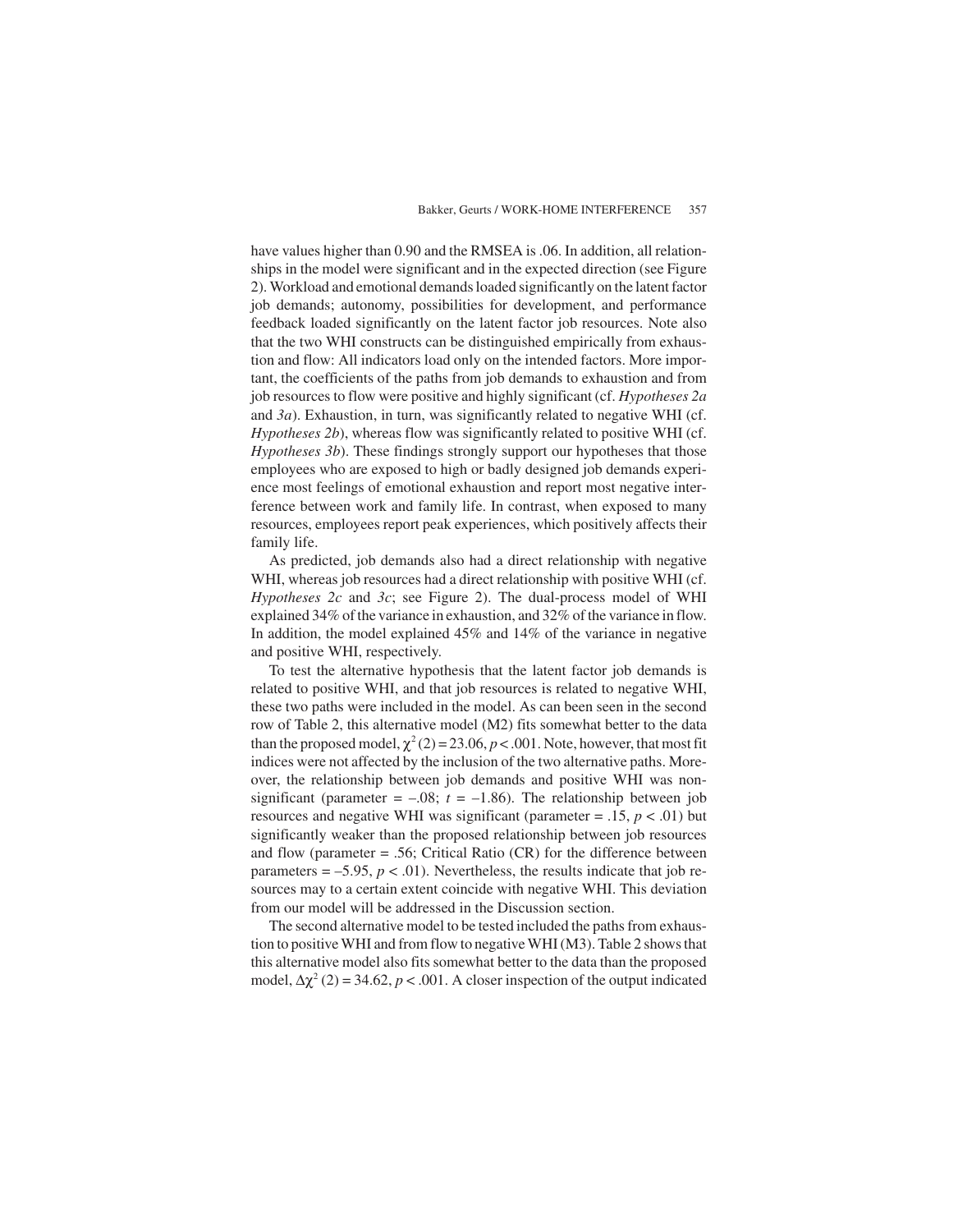have values higher than 0.90 and the RMSEA is .06. In addition, all relationships in the model were significant and in the expected direction (see Figure 2). Workload and emotional demands loaded significantly on the latent factor job demands; autonomy, possibilities for development, and performance feedback loaded significantly on the latent factor job resources. Note also that the two WHI constructs can be distinguished empirically from exhaustion and flow: All indicators load only on the intended factors. More important, the coefficients of the paths from job demands to exhaustion and from job resources to flow were positive and highly significant (cf. *Hypotheses 2a* and *3a*). Exhaustion, in turn, was significantly related to negative WHI (cf. *Hypotheses 2b*), whereas flow was significantly related to positive WHI (cf. *Hypotheses 3b*). These findings strongly support our hypotheses that those employees who are exposed to high or badly designed job demands experience most feelings of emotional exhaustion and report most negative interference between work and family life. In contrast, when exposed to many resources, employees report peak experiences, which positively affects their family life.

As predicted, job demands also had a direct relationship with negative WHI, whereas job resources had a direct relationship with positive WHI (cf. *Hypotheses 2c* and *3c*; see Figure 2). The dual-process model of WHI explained 34% of the variance in exhaustion, and 32% of the variance in flow. In addition, the model explained 45% and 14% of the variance in negative and positive WHI, respectively.

To test the alternative hypothesis that the latent factor job demands is related to positive WHI, and that job resources is related to negative WHI, these two paths were included in the model. As can been seen in the second row of Table 2, this alternative model (M2) fits somewhat better to the data than the proposed model, $\chi^2(2) = 23.06$, $p < .001$. Note, however, that most fit indices were not affected by the inclusion of the two alternative paths. Moreover, the relationship between job demands and positive WHI was nonsignificant (parameter = –.08; $t = -1.86$). The relationship between job resources and negative WHI was significant (parameter = .15, $p < .01$) but significantly weaker than the proposed relationship between job resources and flow (parameter = .56; Critical Ratio (CR) for the difference between parameters = –5.95, $p < .01$). Nevertheless, the results indicate that job resources may to a certain extent coincide with negative WHI. This deviation from our model will be addressed in the Discussion section.

The second alternative model to be tested included the paths from exhaustion to positive WHI and from flow to negative WHI (M3). Table 2 shows that this alternative model also fits somewhat better to the data than the proposed model, $\Delta\chi^2(2) = 34.62$, $p < .001$. A closer inspection of the output indicated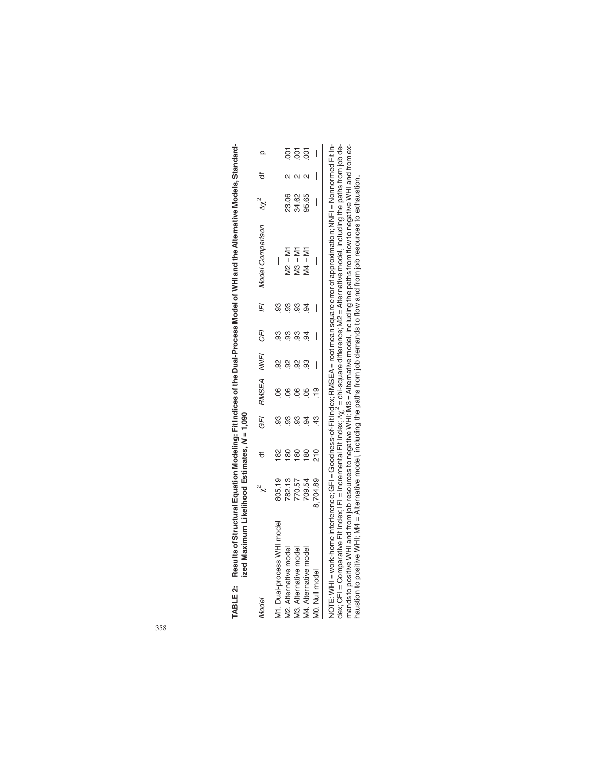**TABLE 2: Results of Structural Equation Modeling: Fit Indices of the Dual-Process Model of WHI and the Alternative Models, Standardized Maximum Likelihood Estimates, $N = 1{,}090$**

| *Model* | $\chi^2$ | df | *GFI* | *RMSEA* | *NNFI* | *CFI* | *IFI* | *Model Comparison* | $\Delta\chi^2$ | df | p |
|---|---|---|---|---|---|---|---|---|---|---|---|
| M1. Dual-process WHI model | 805.19 | 182 | .93 | .06 | .92 | .93 | .93 | — | | | |
| M2. Alternative model | 782.13 | 180 | .93 | .06 | .92 | .93 | .93 | M2 – M1 | 23.06 | 2 | .001 |
| M3. Alternative model | 770.57 | 180 | .93 | .06 | .92 | .93 | .93 | M3 – M1 | 34.62 | 2 | .001 |
| M4. Alternative model | 709.54 | 180 | .94 | .05 | .93 | .94 | .94 | M4 – M1 | 95.65 | 2 | .001 |
| M0. Null model | 8,704.89 | 210 | .43 | .19 | — | — | — | — | — | — | — |

NOTE: WHI = work-home interference; GFI = Goodness-of-Fit Index; RMSEA = root mean square error of approximation; NNFI = Nonnormed Fit Index; CFI = Comparative Fit Index; IFI = Incremental Fit Index; $\Delta\chi^2$ = chi-square difference; M2 = Alternative model, including the paths from job demands to positive WHI and from job resources to negative WHI; M3 = Alternative model, including the paths from flow to negative WHI and from exhaustion to positive WHI; M4 = Alternative model, including the paths from job demands to flow and from job resources to exhaustion.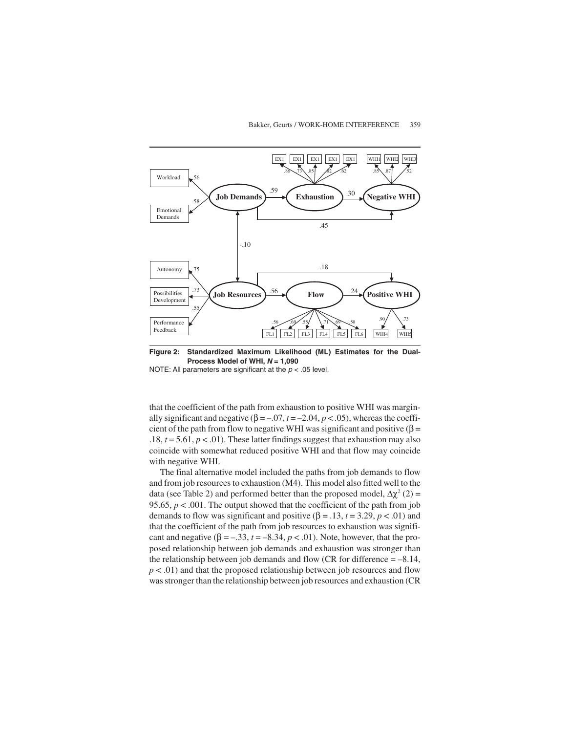**Figure 2: Standardized Maximum Likelihood (ML) Estimates for the Dual-Process Model of WHI, *N* = 1,090**

NOTE: All parameters are significant at the $p < .05$ level.

that the coefficient of the path from exhaustion to positive WHI was marginally significant and negative ($\beta = -.07$, $t = -2.04$, $p < .05$), whereas the coefficient of the path from flow to negative WHI was significant and positive ($\beta = .18$, $t = 5.61$, $p < .01$). These latter findings suggest that exhaustion may also coincide with somewhat reduced positive WHI and that flow may coincide with negative WHI.

The final alternative model included the paths from job demands to flow and from job resources to exhaustion (M4). This model also fitted well to the data (see Table 2) and performed better than the proposed model, $\Delta\chi^2$ (2) = 95.65, $p < .001$. The output showed that the coefficient of the path from job demands to flow was significant and positive ($\beta = .13$, $t = 3.29$, $p < .01$) and that the coefficient of the path from job resources to exhaustion was significant and negative ($\beta = -.33$, $t = -8.34$, $p < .01$). Note, however, that the proposed relationship between job demands and exhaustion was stronger than the relationship between job demands and flow (CR for difference = –8.14, $p < .01$) and that the proposed relationship between job resources and flow was stronger than the relationship between job resources and exhaustion (CR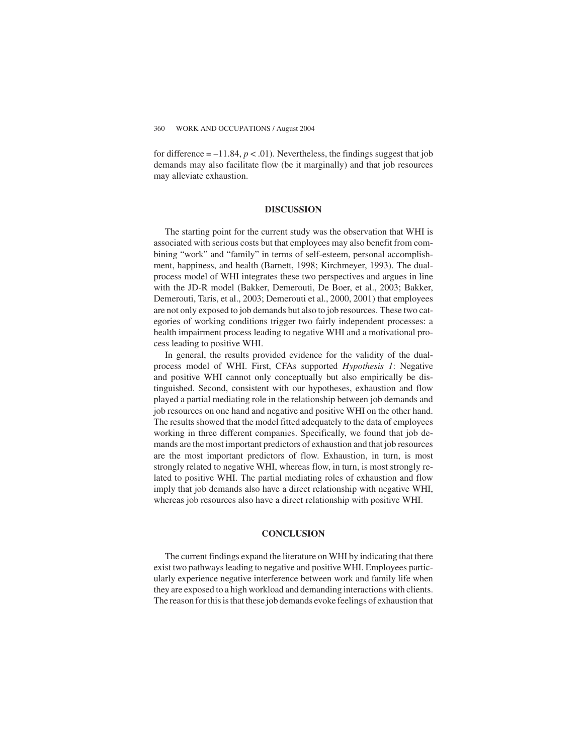for difference = $-11.84$, $p < .01$). Nevertheless, the findings suggest that job demands may also facilitate flow (be it marginally) and that job resources may alleviate exhaustion.

## DISCUSSION

The starting point for the current study was the observation that WHI is associated with serious costs but that employees may also benefit from combining "work" and "family" in terms of self-esteem, personal accomplishment, happiness, and health (Barnett, 1998; Kirchmeyer, 1993). The dual-process model of WHI integrates these two perspectives and argues in line with the JD-R model (Bakker, Demerouti, De Boer, et al., 2003; Bakker, Demerouti, Taris, et al., 2003; Demerouti et al., 2000, 2001) that employees are not only exposed to job demands but also to job resources. These two categories of working conditions trigger two fairly independent processes: a health impairment process leading to negative WHI and a motivational process leading to positive WHI.

In general, the results provided evidence for the validity of the dual-process model of WHI. First, CFAs supported *Hypothesis 1*: Negative and positive WHI cannot only conceptually but also empirically be distinguished. Second, consistent with our hypotheses, exhaustion and flow played a partial mediating role in the relationship between job demands and job resources on one hand and negative and positive WHI on the other hand. The results showed that the model fitted adequately to the data of employees working in three different companies. Specifically, we found that job demands are the most important predictors of exhaustion and that job resources are the most important predictors of flow. Exhaustion, in turn, is most strongly related to negative WHI, whereas flow, in turn, is most strongly related to positive WHI. The partial mediating roles of exhaustion and flow imply that job demands also have a direct relationship with negative WHI, whereas job resources also have a direct relationship with positive WHI.

## CONCLUSION

The current findings expand the literature on WHI by indicating that there exist two pathways leading to negative and positive WHI. Employees particularly experience negative interference between work and family life when they are exposed to a high workload and demanding interactions with clients. The reason for this is that these job demands evoke feelings of exhaustion that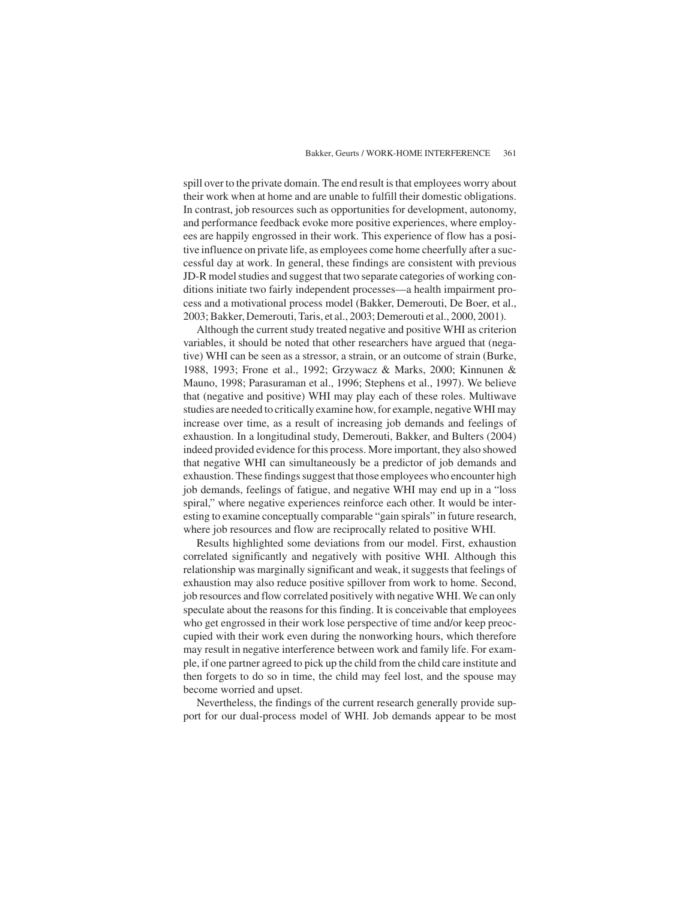spill over to the private domain. The end result is that employees worry about their work when at home and are unable to fulfill their domestic obligations. In contrast, job resources such as opportunities for development, autonomy, and performance feedback evoke more positive experiences, where employees are happily engrossed in their work. This experience of flow has a positive influence on private life, as employees come home cheerfully after a successful day at work. In general, these findings are consistent with previous JD-R model studies and suggest that two separate categories of working conditions initiate two fairly independent processes—a health impairment process and a motivational process model (Bakker, Demerouti, De Boer, et al., 2003; Bakker, Demerouti, Taris, et al., 2003; Demerouti et al., 2000, 2001).

Although the current study treated negative and positive WHI as criterion variables, it should be noted that other researchers have argued that (negative) WHI can be seen as a stressor, a strain, or an outcome of strain (Burke, 1988, 1993; Frone et al., 1992; Grzywacz & Marks, 2000; Kinnunen & Mauno, 1998; Parasuraman et al., 1996; Stephens et al., 1997). We believe that (negative and positive) WHI may play each of these roles. Multiwave studies are needed to critically examine how, for example, negative WHI may increase over time, as a result of increasing job demands and feelings of exhaustion. In a longitudinal study, Demerouti, Bakker, and Bulters (2004) indeed provided evidence for this process. More important, they also showed that negative WHI can simultaneously be a predictor of job demands and exhaustion. These findings suggest that those employees who encounter high job demands, feelings of fatigue, and negative WHI may end up in a "loss spiral," where negative experiences reinforce each other. It would be interesting to examine conceptually comparable "gain spirals" in future research, where job resources and flow are reciprocally related to positive WHI.

Results highlighted some deviations from our model. First, exhaustion correlated significantly and negatively with positive WHI. Although this relationship was marginally significant and weak, it suggests that feelings of exhaustion may also reduce positive spillover from work to home. Second, job resources and flow correlated positively with negative WHI. We can only speculate about the reasons for this finding. It is conceivable that employees who get engrossed in their work lose perspective of time and/or keep preoccupied with their work even during the nonworking hours, which therefore may result in negative interference between work and family life. For example, if one partner agreed to pick up the child from the child care institute and then forgets to do so in time, the child may feel lost, and the spouse may become worried and upset.

Nevertheless, the findings of the current research generally provide support for our dual-process model of WHI. Job demands appear to be most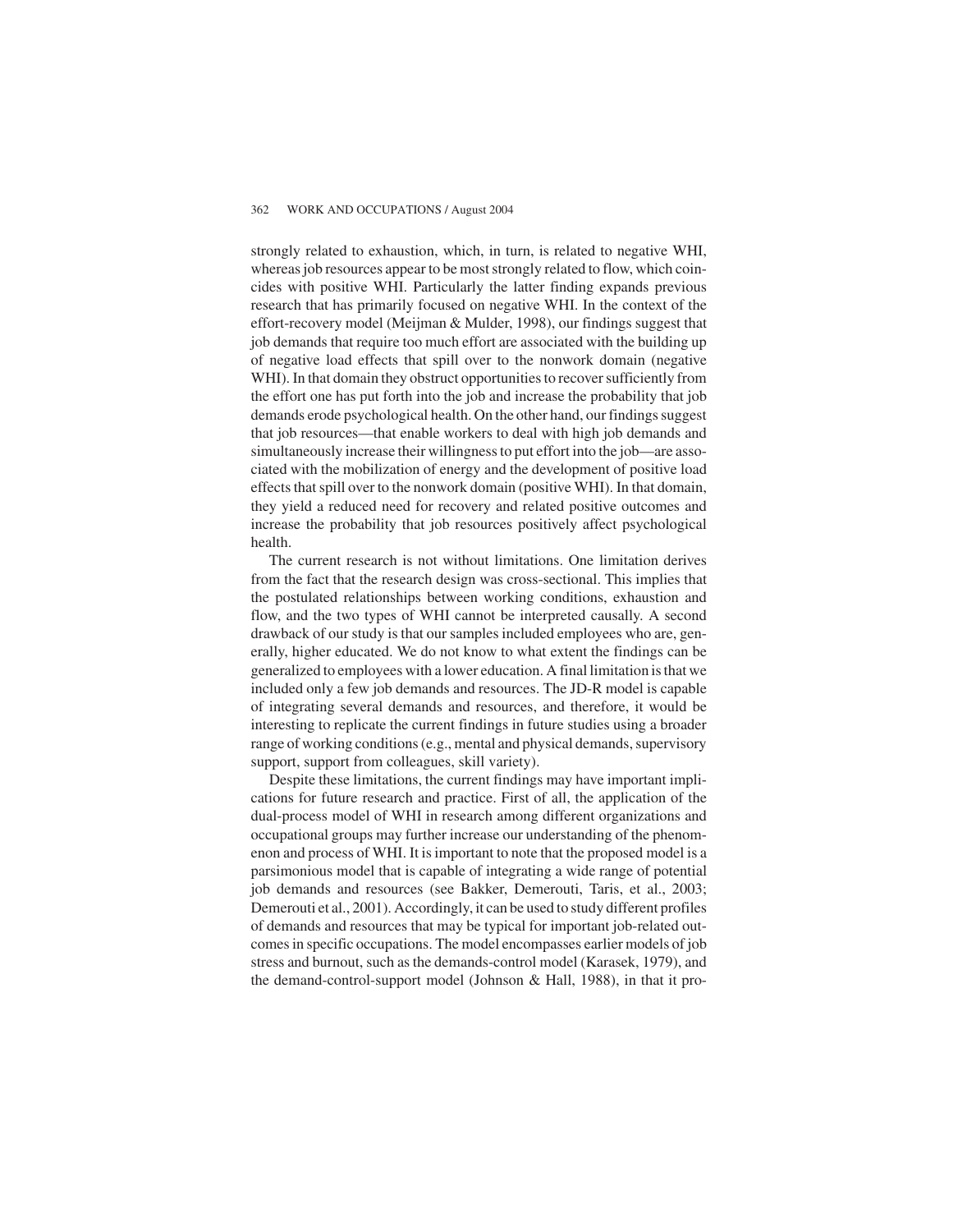strongly related to exhaustion, which, in turn, is related to negative WHI, whereas job resources appear to be most strongly related to flow, which coincides with positive WHI. Particularly the latter finding expands previous research that has primarily focused on negative WHI. In the context of the effort-recovery model (Meijman & Mulder, 1998), our findings suggest that job demands that require too much effort are associated with the building up of negative load effects that spill over to the nonwork domain (negative WHI). In that domain they obstruct opportunities to recover sufficiently from the effort one has put forth into the job and increase the probability that job demands erode psychological health. On the other hand, our findings suggest that job resources—that enable workers to deal with high job demands and simultaneously increase their willingness to put effort into the job—are associated with the mobilization of energy and the development of positive load effects that spill over to the nonwork domain (positive WHI). In that domain, they yield a reduced need for recovery and related positive outcomes and increase the probability that job resources positively affect psychological health.

The current research is not without limitations. One limitation derives from the fact that the research design was cross-sectional. This implies that the postulated relationships between working conditions, exhaustion and flow, and the two types of WHI cannot be interpreted causally. A second drawback of our study is that our samples included employees who are, generally, higher educated. We do not know to what extent the findings can be generalized to employees with a lower education. A final limitation is that we included only a few job demands and resources. The JD-R model is capable of integrating several demands and resources, and therefore, it would be interesting to replicate the current findings in future studies using a broader range of working conditions (e.g., mental and physical demands, supervisory support, support from colleagues, skill variety).

Despite these limitations, the current findings may have important implications for future research and practice. First of all, the application of the dual-process model of WHI in research among different organizations and occupational groups may further increase our understanding of the phenomenon and process of WHI. It is important to note that the proposed model is a parsimonious model that is capable of integrating a wide range of potential job demands and resources (see Bakker, Demerouti, Taris, et al., 2003; Demerouti et al., 2001). Accordingly, it can be used to study different profiles of demands and resources that may be typical for important job-related outcomes in specific occupations. The model encompasses earlier models of job stress and burnout, such as the demands-control model (Karasek, 1979), and the demand-control-support model (Johnson & Hall, 1988), in that it pro-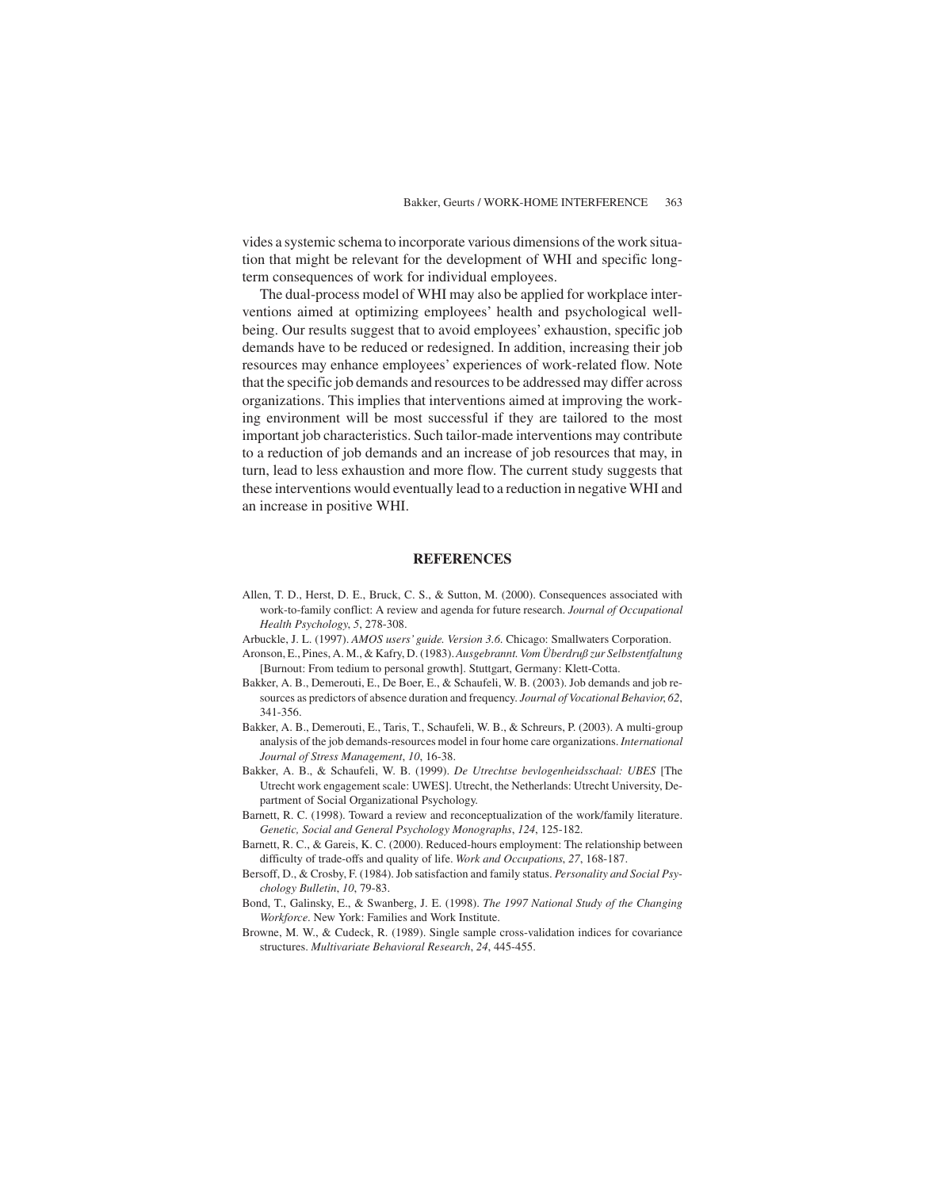vides a systemic schema to incorporate various dimensions of the work situation that might be relevant for the development of WHI and specific long-term consequences of work for individual employees.

The dual-process model of WHI may also be applied for workplace interventions aimed at optimizing employees' health and psychological well-being. Our results suggest that to avoid employees' exhaustion, specific job demands have to be reduced or redesigned. In addition, increasing their job resources may enhance employees' experiences of work-related flow. Note that the specific job demands and resources to be addressed may differ across organizations. This implies that interventions aimed at improving the working environment will be most successful if they are tailored to the most important job characteristics. Such tailor-made interventions may contribute to a reduction of job demands and an increase of job resources that may, in turn, lead to less exhaustion and more flow. The current study suggests that these interventions would eventually lead to a reduction in negative WHI and an increase in positive WHI.

## REFERENCES

Allen, T. D., Herst, D. E., Bruck, C. S., & Sutton, M. (2000). Consequences associated with work-to-family conflict: A review and agenda for future research. *Journal of Occupational Health Psychology*, *5*, 278-308.

Arbuckle, J. L. (1997). *AMOS users' guide. Version 3.6.* Chicago: Smallwaters Corporation.

Aronson, E., Pines, A. M., & Kafry, D. (1983). *Ausgebrannt. Vom Überdruß zur Selbstentfaltung* [Burnout: From tedium to personal growth]. Stuttgart, Germany: Klett-Cotta.

Bakker, A. B., Demerouti, E., De Boer, E., & Schaufeli, W. B. (2003). Job demands and job resources as predictors of absence duration and frequency. *Journal of Vocational Behavior*, *62*, 341-356.

Bakker, A. B., Demerouti, E., Taris, T., Schaufeli, W. B., & Schreurs, P. (2003). A multi-group analysis of the job demands-resources model in four home care organizations. *International Journal of Stress Management*, *10*, 16-38.

Bakker, A. B., & Schaufeli, W. B. (1999). *De Utrechtse bevlogenheidsschaal: UBES* [The Utrecht work engagement scale: UWES]. Utrecht, the Netherlands: Utrecht University, Department of Social Organizational Psychology.

Barnett, R. C. (1998). Toward a review and reconceptualization of the work/family literature. *Genetic, Social and General Psychology Monographs*, *124*, 125-182.

Barnett, R. C., & Gareis, K. C. (2000). Reduced-hours employment: The relationship between difficulty of trade-offs and quality of life. *Work and Occupations*, *27*, 168-187.

Bersoff, D., & Crosby, F. (1984). Job satisfaction and family status. *Personality and Social Psychology Bulletin*, *10*, 79-83.

Bond, T., Galinsky, E., & Swanberg, J. E. (1998). *The 1997 National Study of the Changing Workforce*. New York: Families and Work Institute.

Browne, M. W., & Cudeck, R. (1989). Single sample cross-validation indices for covariance structures. *Multivariate Behavioral Research*, *24*, 445-455.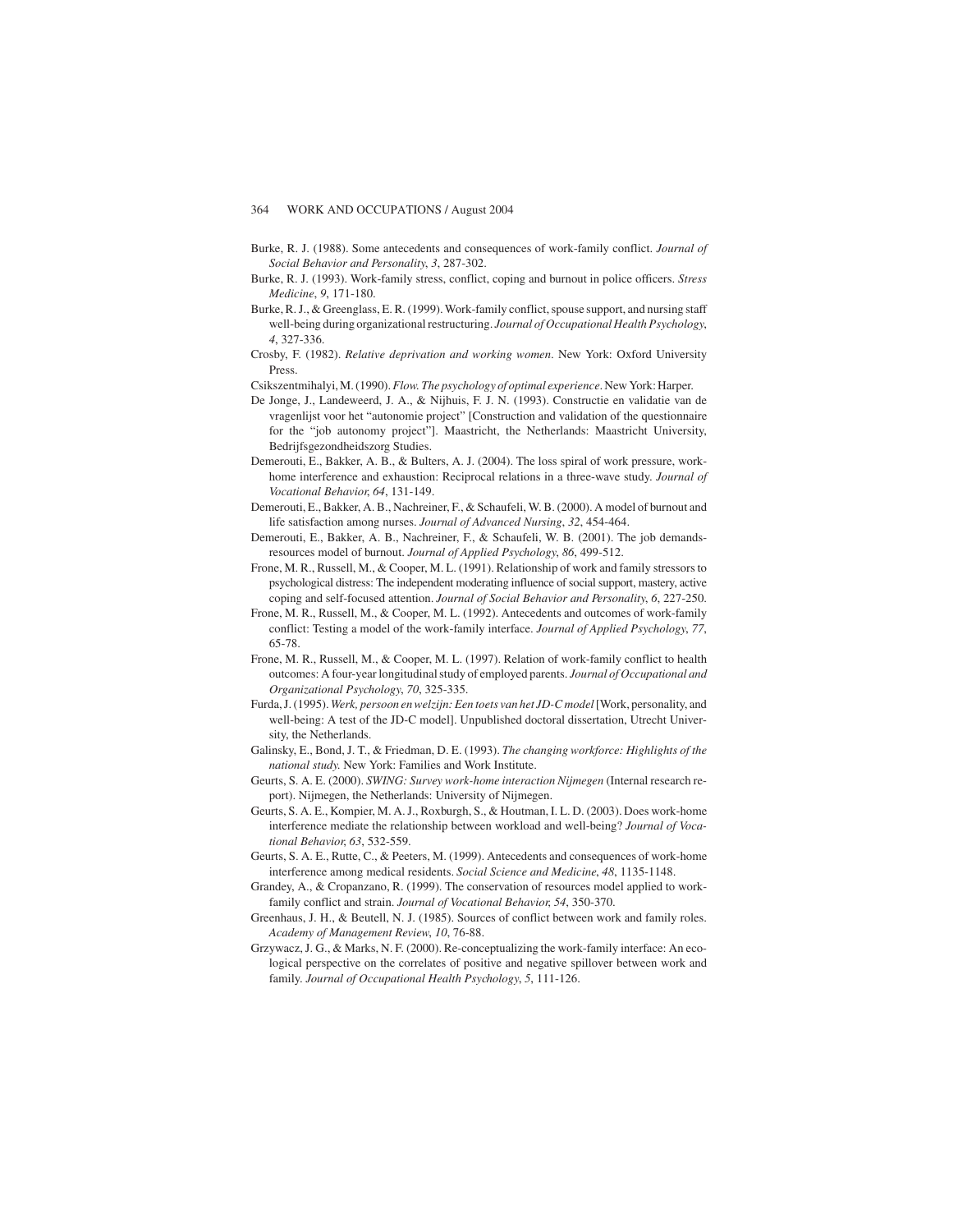Burke, R. J. (1988). Some antecedents and consequences of work-family conflict. *Journal of Social Behavior and Personality*, *3*, 287-302.

Burke, R. J. (1993). Work-family stress, conflict, coping and burnout in police officers. *Stress Medicine*, *9*, 171-180.

Burke, R. J., & Greenglass, E. R. (1999). Work-family conflict, spouse support, and nursing staff well-being during organizational restructuring. *Journal of Occupational Health Psychology*, *4*, 327-336.

Crosby, F. (1982). *Relative deprivation and working women*. New York: Oxford University Press.

Csikszentmihalyi, M. (1990). *Flow. The psychology of optimal experience*. New York: Harper.

De Jonge, J., Landeweerd, J. A., & Nijhuis, F. J. N. (1993). Constructie en validatie van de vragenlijst voor het "autonomie project" [Construction and validation of the questionnaire for the "job autonomy project"]. Maastricht, the Netherlands: Maastricht University, Bedrijfsgezondheidszorg Studies.

Demerouti, E., Bakker, A. B., & Bulters, A. J. (2004). The loss spiral of work pressure, work-home interference and exhaustion: Reciprocal relations in a three-wave study. *Journal of Vocational Behavior, 64*, 131-149.

Demerouti, E., Bakker, A. B., Nachreiner, F., & Schaufeli, W. B. (2000). A model of burnout and life satisfaction among nurses. *Journal of Advanced Nursing*, *32*, 454-464.

Demerouti, E., Bakker, A. B., Nachreiner, F., & Schaufeli, W. B. (2001). The job demands-resources model of burnout. *Journal of Applied Psychology*, *86*, 499-512.

Frone, M. R., Russell, M., & Cooper, M. L. (1991). Relationship of work and family stressors to psychological distress: The independent moderating influence of social support, mastery, active coping and self-focused attention. *Journal of Social Behavior and Personality*, *6*, 227-250.

Frone, M. R., Russell, M., & Cooper, M. L. (1992). Antecedents and outcomes of work-family conflict: Testing a model of the work-family interface. *Journal of Applied Psychology*, *77*, 65-78.

Frone, M. R., Russell, M., & Cooper, M. L. (1997). Relation of work-family conflict to health outcomes: A four-year longitudinal study of employed parents. *Journal of Occupational and Organizational Psychology*, *70*, 325-335.

Furda, J. (1995). *Werk, persoon en welzijn: Een toets van het JD-C model* [Work, personality, and well-being: A test of the JD-C model]. Unpublished doctoral dissertation, Utrecht University, the Netherlands.

Galinsky, E., Bond, J. T., & Friedman, D. E. (1993). *The changing workforce: Highlights of the national study.* New York: Families and Work Institute.

Geurts, S. A. E. (2000). *SWING: Survey work-home interaction Nijmegen* (Internal research report). Nijmegen, the Netherlands: University of Nijmegen.

Geurts, S. A. E., Kompier, M. A. J., Roxburgh, S., & Houtman, I. L. D. (2003). Does work-home interference mediate the relationship between workload and well-being? *Journal of Vocational Behavior, 63*, 532-559.

Geurts, S. A. E., Rutte, C., & Peeters, M. (1999). Antecedents and consequences of work-home interference among medical residents. *Social Science and Medicine*, *48*, 1135-1148.

Grandey, A., & Cropanzano, R. (1999). The conservation of resources model applied to work-family conflict and strain. *Journal of Vocational Behavior, 54*, 350-370.

Greenhaus, J. H., & Beutell, N. J. (1985). Sources of conflict between work and family roles. *Academy of Management Review*, *10*, 76-88.

Grzywacz, J. G., & Marks, N. F. (2000). Re-conceptualizing the work-family interface: An ecological perspective on the correlates of positive and negative spillover between work and family. *Journal of Occupational Health Psychology*, *5*, 111-126.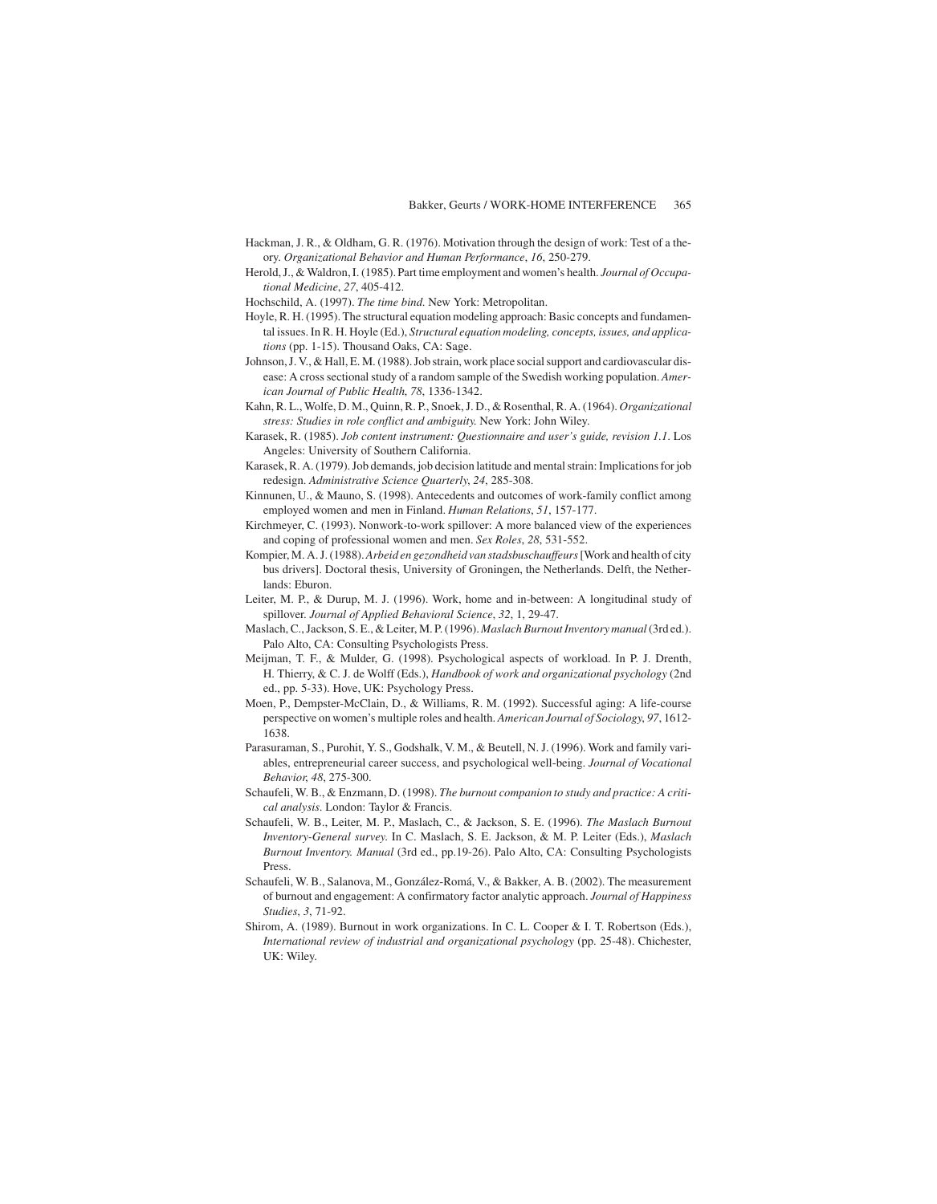Hackman, J. R., & Oldham, G. R. (1976). Motivation through the design of work: Test of a theory. *Organizational Behavior and Human Performance*, *16*, 250-279.

Herold, J., & Waldron, I. (1985). Part time employment and women's health. *Journal of Occupational Medicine*, *27*, 405-412.

Hochschild, A. (1997). *The time bind*. New York: Metropolitan.

Hoyle, R. H. (1995). The structural equation modeling approach: Basic concepts and fundamental issues. In R. H. Hoyle (Ed.), *Structural equation modeling, concepts, issues, and applications* (pp. 1-15). Thousand Oaks, CA: Sage.

Johnson, J. V., & Hall, E. M. (1988). Job strain, work place social support and cardiovascular disease: A cross sectional study of a random sample of the Swedish working population. *American Journal of Public Health*, *78*, 1336-1342.

Kahn, R. L., Wolfe, D. M., Quinn, R. P., Snoek, J. D., & Rosenthal, R. A. (1964). *Organizational stress: Studies in role conflict and ambiguity.* New York: John Wiley.

Karasek, R. (1985). *Job content instrument: Questionnaire and user's guide, revision 1.1*. Los Angeles: University of Southern California.

Karasek, R. A. (1979). Job demands, job decision latitude and mental strain: Implications for job redesign. *Administrative Science Quarterly*, *24*, 285-308.

Kinnunen, U., & Mauno, S. (1998). Antecedents and outcomes of work-family conflict among employed women and men in Finland. *Human Relations*, *51*, 157-177.

Kirchmeyer, C. (1993). Nonwork-to-work spillover: A more balanced view of the experiences and coping of professional women and men. *Sex Roles*, *28*, 531-552.

Kompier, M. A. J. (1988). *Arbeid en gezondheid van stadsbuschauffeurs* [Work and health of city bus drivers]. Doctoral thesis, University of Groningen, the Netherlands. Delft, the Netherlands: Eburon.

Leiter, M. P., & Durup, M. J. (1996). Work, home and in-between: A longitudinal study of spillover. *Journal of Applied Behavioral Science*, *32*, 1, 29-47.

Maslach, C., Jackson, S. E., & Leiter, M. P. (1996). *Maslach Burnout Inventory manual* (3rd ed.). Palo Alto, CA: Consulting Psychologists Press.

Meijman, T. F., & Mulder, G. (1998). Psychological aspects of workload. In P. J. Drenth, H. Thierry, & C. J. de Wolff (Eds.), *Handbook of work and organizational psychology* (2nd ed., pp. 5-33). Hove, UK: Psychology Press.

Moen, P., Dempster-McClain, D., & Williams, R. M. (1992). Successful aging: A life-course perspective on women's multiple roles and health. *American Journal of Sociology*, *97*, 1612-1638.

Parasuraman, S., Purohit, Y. S., Godshalk, V. M., & Beutell, N. J. (1996). Work and family variables, entrepreneurial career success, and psychological well-being. *Journal of Vocational Behavior, 48*, 275-300.

Schaufeli, W. B., & Enzmann, D. (1998). *The burnout companion to study and practice: A critical analysis*. London: Taylor & Francis.

Schaufeli, W. B., Leiter, M. P., Maslach, C., & Jackson, S. E. (1996). *The Maslach Burnout Inventory-General survey.* In C. Maslach, S. E. Jackson, & M. P. Leiter (Eds.), *Maslach Burnout Inventory. Manual* (3rd ed., pp.19-26). Palo Alto, CA: Consulting Psychologists Press.

Schaufeli, W. B., Salanova, M., González-Romá, V., & Bakker, A. B. (2002). The measurement of burnout and engagement: A confirmatory factor analytic approach. *Journal of Happiness Studies*, *3*, 71-92.

Shirom, A. (1989). Burnout in work organizations. In C. L. Cooper & I. T. Robertson (Eds.), *International review of industrial and organizational psychology* (pp. 25-48). Chichester, UK: Wiley.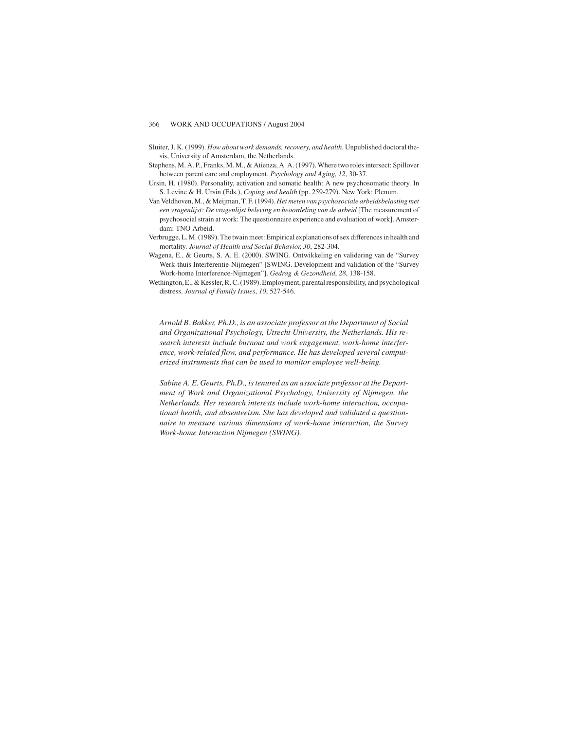Sluiter, J. K. (1999). *How about work demands, recovery, and health*. Unpublished doctoral thesis, University of Amsterdam, the Netherlands.

Stephens, M. A. P., Franks, M. M., & Atienza, A. A. (1997). Where two roles intersect: Spillover between parent care and employment. *Psychology and Aging*, *12*, 30-37.

Ursin, H. (1980). Personality, activation and somatic health: A new psychosomatic theory. In S. Levine & H. Ursin (Eds.), *Coping and health* (pp. 259-279). New York: Plenum.

Van Veldhoven, M., & Meijman, T. F. (1994). *Het meten van psychosociale arbeidsbelasting met een vragenlijst: De vragenlijst beleving en beoordeling van de arbeid* [The measurement of psychosocial strain at work: The questionnaire experience and evaluation of work]. Amsterdam: TNO Arbeid.

Verbrugge, L. M. (1989). The twain meet: Empirical explanations of sex differences in health and mortality. *Journal of Health and Social Behavior, 30*, 282-304.

Wagena, E., & Geurts, S. A. E. (2000). SWING. Ontwikkeling en validering van de "Survey Werk-thuis Interferentie-Nijmegen" [SWING. Development and validation of the "Survey Work-home Interference-Nijmegen"]. *Gedrag & Gezondheid*, *28*, 138-158.

Wethington, E., & Kessler, R. C. (1989). Employment, parental responsibility, and psychological distress. *Journal of Family Issues*, *10*, 527-546.

*Arnold B. Bakker, Ph.D., is an associate professor at the Department of Social and Organizational Psychology, Utrecht University, the Netherlands. His research interests include burnout and work engagement, work-home interference, work-related flow, and performance. He has developed several computerized instruments that can be used to monitor employee well-being.*

*Sabine A. E. Geurts, Ph.D., is tenured as an associate professor at the Department of Work and Organizational Psychology, University of Nijmegen, the Netherlands. Her research interests include work-home interaction, occupational health, and absenteeism. She has developed and validated a questionnaire to measure various dimensions of work-home interaction, the Survey Work-home Interaction Nijmegen (SWING).*